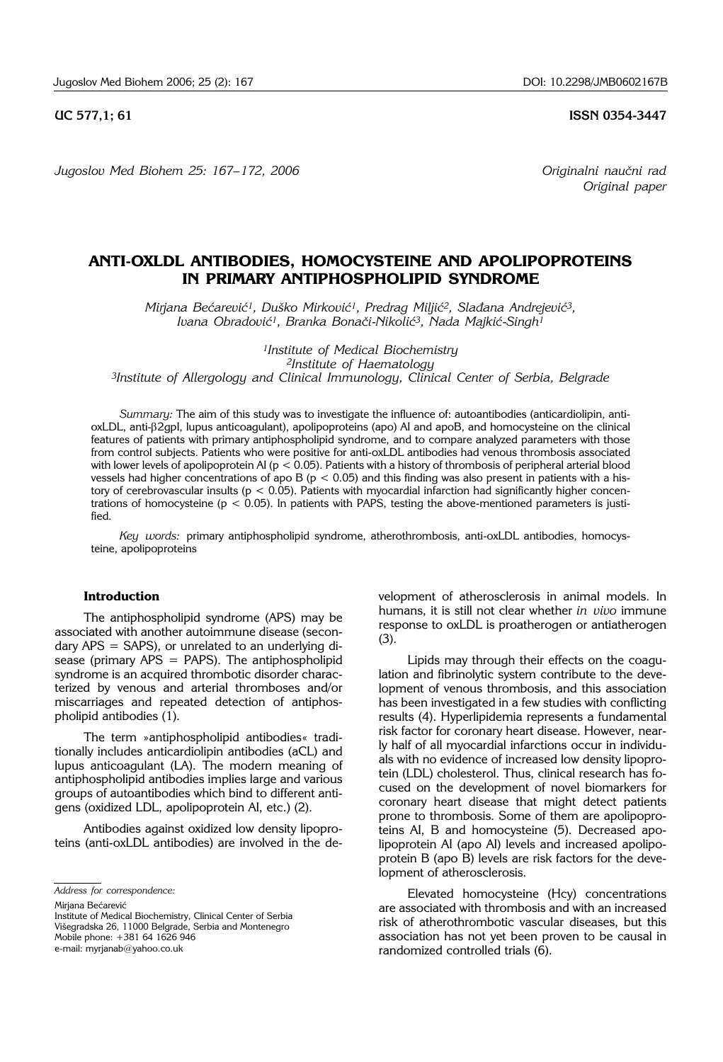UC 577,1; 61 **ISSN 0354-3447**

*Originalni naučni rad*
*Original paper*

# ANTI-OXLDL ANTIBODIES, HOMOCYSTEINE AND APOLIPOPROTEINS IN PRIMARY ANTIPHOSPHOLIPID SYNDROME

*Mirjana Bećarević[1], Duško Mirković[1], Predrag Miljić[2], Slađana Andrejević[3], Ivana Obradović[1], Branka Bonači-Nikolić[3], Nada Majkić-Singh[1]*

*[1]Institute of Medical Biochemistry*
*[2]Institute of Haematology*
*[3]Institute of Allergology and Clinical Immunology, Clinical Center of Serbia, Belgrade*

*Summary:* The aim of this study was to investigate the influence of: autoantibodies (anticardiolipin, anti-oxLDL, anti-β2gpI, lupus anticoagulant), apolipoproteins (apo) AI and apoB, and homocysteine on the clinical features of patients with primary antiphospholipid syndrome, and to compare analyzed parameters with those from control subjects. Patients who were positive for anti-oxLDL antibodies had venous thrombosis associated with lower levels of apolipoprotein AI ($p < 0.05$). Patients with a history of thrombosis of peripheral arterial blood vessels had higher concentrations of apo B ($p < 0.05$) and this finding was also present in patients with a history of cerebrovascular insults ($p < 0.05$). Patients with myocardial infarction had significantly higher concentrations of homocysteine ($p < 0.05$). In patients with PAPS, testing the above-mentioned parameters is justified.

*Key words:* primary antiphospholipid syndrome, atherothrombosis, anti-oxLDL antibodies, homocysteine, apolipoproteins

## Introduction

The antiphospholipid syndrome (APS) may be associated with another autoimmune disease (secondary APS = SAPS), or unrelated to an underlying disease (primary APS = PAPS). The antiphospholipid syndrome is an acquired thrombotic disorder characterized by venous and arterial thromboses and/or miscarriages and repeated detection of antiphospholipid antibodies (1).

The term »antiphospholipid antibodies« traditionally includes anticardiolipin antibodies (aCL) and lupus anticoagulant (LA). The modern meaning of antiphospholipid antibodies implies large and various groups of autoantibodies which bind to different antigens (oxidized LDL, apolipoprotein AI, etc.) (2).

Antibodies against oxidized low density lipoproteins (anti-oxLDL antibodies) are involved in the development of atherosclerosis in animal models. In humans, it is still not clear whether *in vivo* immune response to oxLDL is proatherogen or antiatherogen (3).

Lipids may through their effects on the coagulation and fibrinolytic system contribute to the development of venous thrombosis, and this association has been investigated in a few studies with conflicting results (4). Hyperlipidemia represents a fundamental risk factor for coronary heart disease. However, nearly half of all myocardial infarctions occur in individuals with no evidence of increased low density lipoprotein (LDL) cholesterol. Thus, clinical research has focused on the development of novel biomarkers for coronary heart disease that might detect patients prone to thrombosis. Some of them are apolipoproteins AI, B and homocysteine (5). Decreased apolipoprotein AI (apo AI) levels and increased apolipoprotein B (apo B) levels are risk factors for the development of atherosclerosis.

Elevated homocysteine (Hcy) concentrations are associated with thrombosis and with an increased risk of atherothrombotic vascular diseases, but this association has not yet been proven to be causal in randomized controlled trials (6).

*Address for correspondence:*

Mirjana Bećarević
Institute of Medical Biochemistry, Clinical Center of Serbia
Višegradska 26, 11000 Belgrade, Serbia and Montenegro
Mobile phone: +381 64 1626 946
e-mail: myrjanab@yahoo.co.uk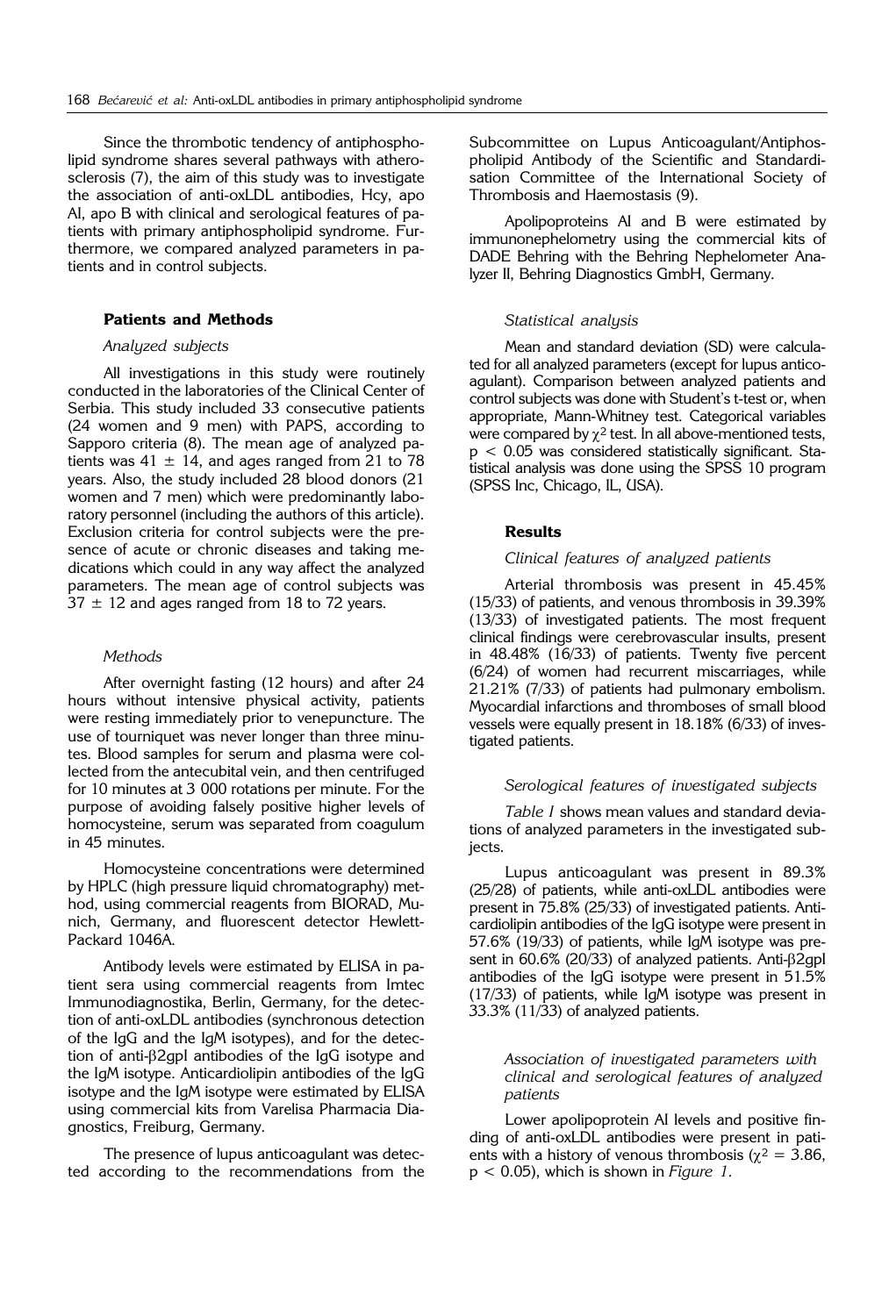Since the thrombotic tendency of antiphospholipid syndrome shares several pathways with atherosclerosis (7), the aim of this study was to investigate the association of anti-oxLDL antibodies, Hcy, apo AI, apo B with clinical and serological features of patients with primary antiphospholipid syndrome. Furthermore, we compared analyzed parameters in patients and in control subjects.

## Patients and Methods

### *Analyzed subjects*

All investigations in this study were routinely conducted in the laboratories of the Clinical Center of Serbia. This study included 33 consecutive patients (24 women and 9 men) with PAPS, according to Sapporo criteria (8). The mean age of analyzed patients was 41 ± 14, and ages ranged from 21 to 78 years. Also, the study included 28 blood donors (21 women and 7 men) which were predominantly laboratory personnel (including the authors of this article). Exclusion criteria for control subjects were the presence of acute or chronic diseases and taking medications which could in any way affect the analyzed parameters. The mean age of control subjects was 37 ± 12 and ages ranged from 18 to 72 years.

### *Methods*

After overnight fasting (12 hours) and after 24 hours without intensive physical activity, patients were resting immediately prior to venepuncture. The use of tourniquet was never longer than three minutes. Blood samples for serum and plasma were collected from the antecubital vein, and then centrifuged for 10 minutes at 3 000 rotations per minute. For the purpose of avoiding falsely positive higher levels of homocysteine, serum was separated from coagulum in 45 minutes.

Homocysteine concentrations were determined by HPLC (high pressure liquid chromatography) method, using commercial reagents from BIORAD, Munich, Germany, and fluorescent detector Hewlett-Packard 1046A.

Antibody levels were estimated by ELISA in patient sera using commercial reagents from Imtec Immunodiagnostika, Berlin, Germany, for the detection of anti-oxLDL antibodies (synchronous detection of the IgG and the IgM isotypes), and for the detection of anti-β2gpI antibodies of the IgG isotype and the IgM isotype. Anticardiolipin antibodies of the IgG isotype and the IgM isotype were estimated by ELISA using commercial kits from Varelisa Pharmacia Diagnostics, Freiburg, Germany.

The presence of lupus anticoagulant was detected according to the recommendations from the Subcommittee on Lupus Anticoagulant/Antiphospholipid Antibody of the Scientific and Standardisation Committee of the International Society of Thrombosis and Haemostasis (9).

Apolipoproteins AI and B were estimated by immunonephelometry using the commercial kits of DADE Behring with the Behring Nephelometer Analyzer II, Behring Diagnostics GmbH, Germany.

### *Statistical analysis*

Mean and standard deviation (SD) were calculated for all analyzed parameters (except for lupus anticoagulant). Comparison between analyzed patients and control subjects was done with Student's t-test or, when appropriate, Mann-Whitney test. Categorical variables were compared by $\chi^2$ test. In all above-mentioned tests, $p < 0.05$ was considered statistically significant. Statistical analysis was done using the SPSS 10 program (SPSS Inc, Chicago, IL, USA).

## Results

### *Clinical features of analyzed patients*

Arterial thrombosis was present in 45.45% (15/33) of patients, and venous thrombosis in 39.39% (13/33) of investigated patients. The most frequent clinical findings were cerebrovascular insults, present in 48.48% (16/33) of patients. Twenty five percent (6/24) of women had recurrent miscarriages, while 21.21% (7/33) of patients had pulmonary embolism. Myocardial infarctions and thromboses of small blood vessels were equally present in 18.18% (6/33) of investigated patients.

### *Serological features of investigated subjects*

*Table I* shows mean values and standard deviations of analyzed parameters in the investigated subjects.

Lupus anticoagulant was present in 89.3% (25/28) of patients, while anti-oxLDL antibodies were present in 75.8% (25/33) of investigated patients. Anticardiolipin antibodies of the IgG isotype were present in 57.6% (19/33) of patients, while IgM isotype was present in 60.6% (20/33) of analyzed patients. Anti-β2gpI antibodies of the IgG isotype were present in 51.5% (17/33) of patients, while IgM isotype was present in 33.3% (11/33) of analyzed patients.

### *Association of investigated parameters with clinical and serological features of analyzed patients*

Lower apolipoprotein AI levels and positive finding of anti-oxLDL antibodies were present in patients with a history of venous thrombosis ($\chi^2 = 3.86$, $p < 0.05$), which is shown in *Figure 1*.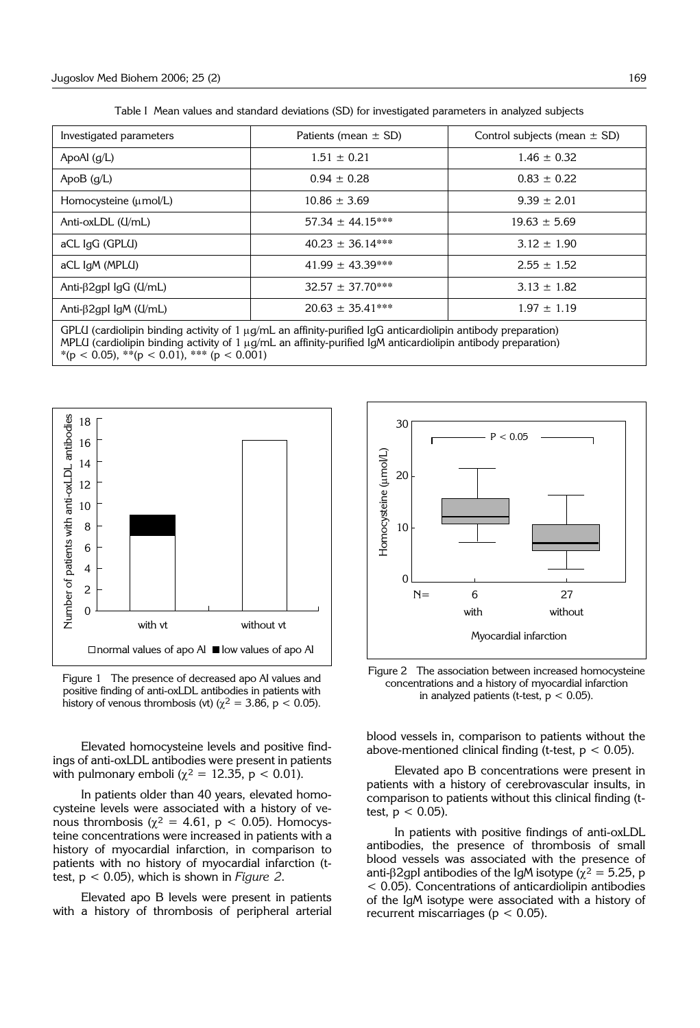Table I Mean values and standard deviations (SD) for investigated parameters in analyzed subjects

| Investigated parameters | Patients (mean ± SD) | Control subjects (mean ± SD) |
| --- | --- | --- |
| ApoAI (g/L) | 1.51 ± 0.21 | 1.46 ± 0.32 |
| ApoB (g/L) | 0.94 ± 0.28 | 0.83 ± 0.22 |
| Homocysteine (μmol/L) | 10.86 ± 3.69 | 9.39 ± 2.01 |
| Anti-oxLDL (U/mL) | 57.34 ± 44.15*** | 19.63 ± 5.69 |
| aCL IgG (GPLU) | 40.23 ± 36.14*** | 3.12 ± 1.90 |
| aCL IgM (MPLU) | 41.99 ± 43.39*** | 2.55 ± 1.52 |
| Anti-β2gpI IgG (U/mL) | 32.57 ± 37.70*** | 3.13 ± 1.82 |
| Anti-β2gpI IgM (U/mL) | 20.63 ± 35.41*** | 1.97 ± 1.19 |

GPLU (cardiolipin binding activity of 1 μg/mL an affinity-purified IgG anticardiolipin antibody preparation)
MPLU (cardiolipin binding activity of 1 μg/mL an affinity-purified IgM anticardiolipin antibody preparation)
*($p < 0.05$), **($p < 0.01$), *** ($p < 0.001$)

Figure 1 The presence of decreased apo AI values and positive finding of anti-oxLDL antibodies in patients with history of venous thrombosis (vt) ($\chi^2 = 3.86$, $p < 0.05$).

Figure 2 The association between increased homocysteine concentrations and a history of myocardial infarction in analyzed patients (t-test, $p < 0.05$).

Elevated homocysteine levels and positive findings of anti-oxLDL antibodies were present in patients with pulmonary emboli ($\chi^2 = 12.35$, $p < 0.01$).

In patients older than 40 years, elevated homocysteine levels were associated with a history of venous thrombosis ($\chi^2 = 4.61$, $p < 0.05$). Homocysteine concentrations were increased in patients with a history of myocardial infarction, in comparison to patients with no history of myocardial infarction (t-test, $p < 0.05$), which is shown in *Figure 2*.

Elevated apo B levels were present in patients with a history of thrombosis of peripheral arterial blood vessels in, comparison to patients without the above-mentioned clinical finding (t-test, $p < 0.05$).

Elevated apo B concentrations were present in patients with a history of cerebrovascular insults, in comparison to patients without this clinical finding (t-test, $p < 0.05$).

In patients with positive findings of anti-oxLDL antibodies, the presence of thrombosis of small blood vessels was associated with the presence of anti-β2gpI antibodies of the IgM isotype ($\chi^2 = 5.25$, $p < 0.05$). Concentrations of anticardiolipin antibodies of the IgM isotype were associated with a history of recurrent miscarriages ($p < 0.05$).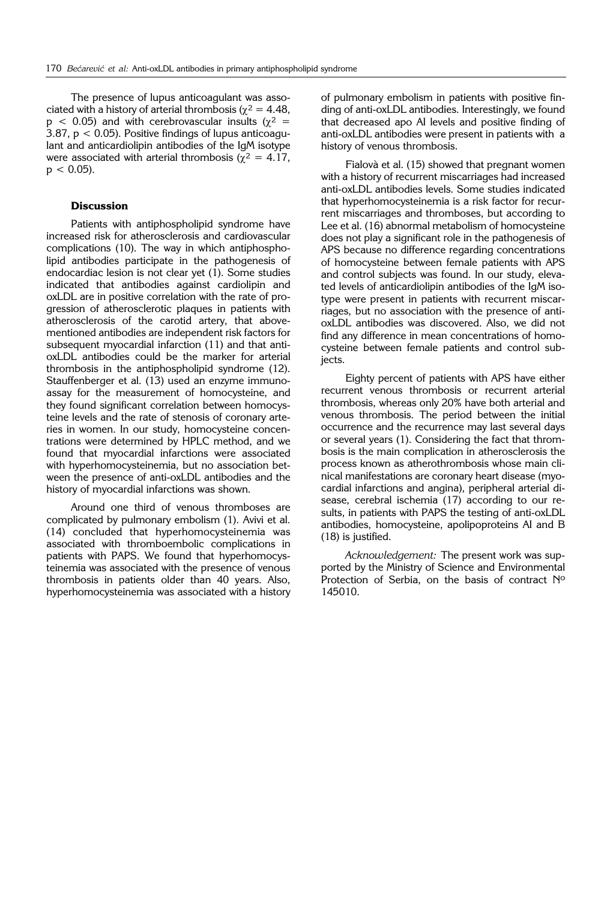The presence of lupus anticoagulant was associated with a history of arterial thrombosis ($\chi^2 = 4.48$, $p < 0.05$) and with cerebrovascular insults ($\chi^2 = 3.87$, $p < 0.05$). Positive findings of lupus anticoagulant and anticardiolipin antibodies of the IgM isotype were associated with arterial thrombosis ($\chi^2 = 4.17$, $p < 0.05$).

## Discussion

Patients with antiphospholipid syndrome have increased risk for atherosclerosis and cardiovascular complications (10). The way in which antiphospholipid antibodies participate in the pathogenesis of endocardiac lesion is not clear yet (1). Some studies indicated that antibodies against cardiolipin and oxLDL are in positive correlation with the rate of progression of atherosclerotic plaques in patients with atherosclerosis of the carotid artery, that abovementioned antibodies are independent risk factors for subsequent myocardial infarction (11) and that anti-oxLDL antibodies could be the marker for arterial thrombosis in the antiphospholipid syndrome (12). Stauffenberger et al. (13) used an enzyme immunoassay for the measurement of homocysteine, and they found significant correlation between homocysteine levels and the rate of stenosis of coronary arteries in women. In our study, homocysteine concentrations were determined by HPLC method, and we found that myocardial infarctions were associated with hyperhomocysteinemia, but no association between the presence of anti-oxLDL antibodies and the history of myocardial infarctions was shown.

Around one third of venous thromboses are complicated by pulmonary embolism (1). Avivi et al. (14) concluded that hyperhomocysteinemia was associated with thromboembolic complications in patients with PAPS. We found that hyperhomocysteinemia was associated with the presence of venous thrombosis in patients older than 40 years. Also, hyperhomocysteinemia was associated with a history of pulmonary embolism in patients with positive finding of anti-oxLDL antibodies. Interestingly, we found that decreased apo AI levels and positive finding of anti-oxLDL antibodies were present in patients with a history of venous thrombosis.

Fialovà et al. (15) showed that pregnant women with a history of recurrent miscarriages had increased anti-oxLDL antibodies levels. Some studies indicated that hyperhomocysteinemia is a risk factor for recurrent miscarriages and thromboses, but according to Lee et al. (16) abnormal metabolism of homocysteine does not play a significant role in the pathogenesis of APS because no difference regarding concentrations of homocysteine between female patients with APS and control subjects was found. In our study, elevated levels of anticardiolipin antibodies of the IgM isotype were present in patients with recurrent miscarriages, but no association with the presence of anti-oxLDL antibodies was discovered. Also, we did not find any difference in mean concentrations of homocysteine between female patients and control subjects.

Eighty percent of patients with APS have either recurrent venous thrombosis or recurrent arterial thrombosis, whereas only 20% have both arterial and venous thrombosis. The period between the initial occurrence and the recurrence may last several days or several years (1). Considering the fact that thrombosis is the main complication in atherosclerosis the process known as atherothrombosis whose main clinical manifestations are coronary heart disease (myocardial infarctions and angina), peripheral arterial disease, cerebral ischemia (17) according to our results, in patients with PAPS the testing of anti-oxLDL antibodies, homocysteine, apolipoproteins AI and B (18) is justified.

*Acknowledgement:* The present work was supported by the Ministry of Science and Environmental Protection of Serbia, on the basis of contract Nº 145010.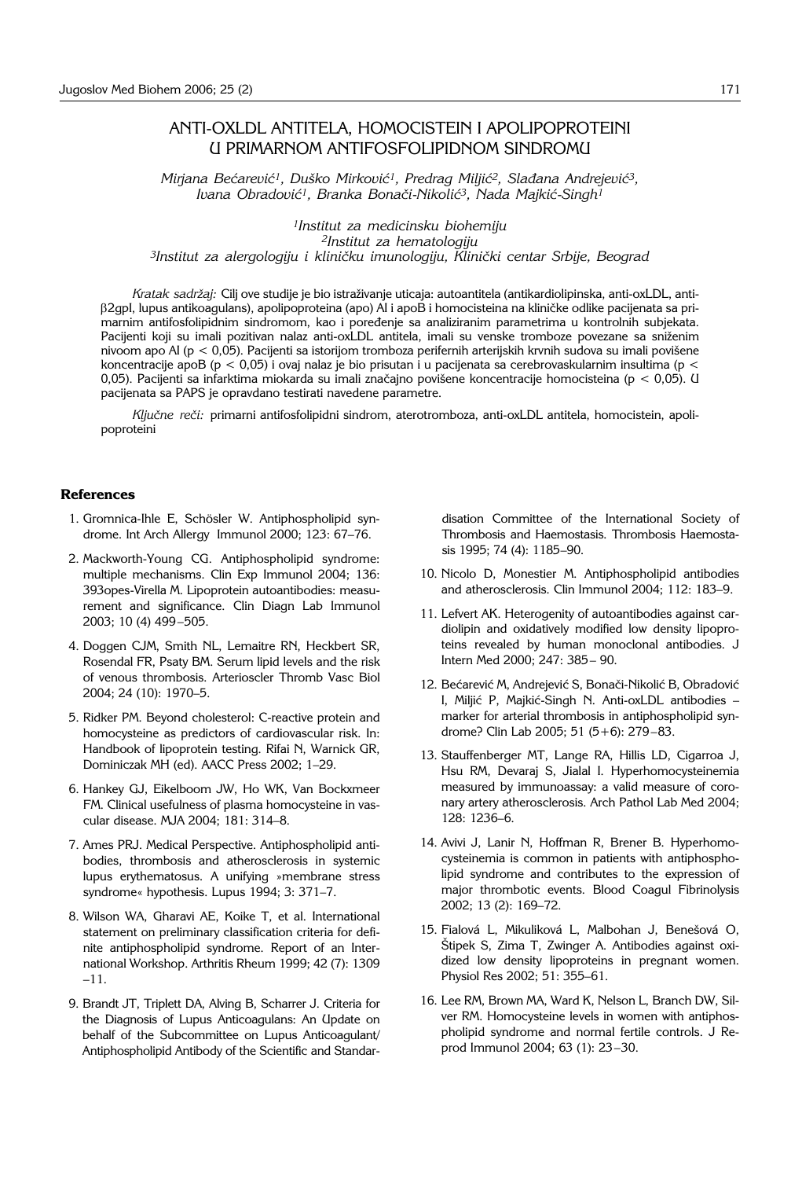# ANTI-OXLDL ANTITELA, HOMOCISTEIN I APOLIPOPROTEINI U PRIMARNOM ANTIFOSFOLIPIDNOM SINDROMU

*Mirjana Bećarević[1], Duško Mirković[1], Predrag Miljić[2], Slađana Andrejević[3], Ivana Obradović[1], Branka Bonači-Nikolić[3], Nada Majkić-Singh[1]*

[1]*Institut za medicinsku biohemiju*
[2]*Institut za hematologiju*
[3]*Institut za alergologiju i kliničku imunologiju, Klinički centar Srbije, Beograd*

*Kratak sadržaj:* Cilj ove studije je bio istraživanje uticaja: autoantitela (antikardiolipinska, anti-oxLDL, anti-$\beta$2gpI, lupus antikoagulans), apolipoproteina (apo) AI i apoB i homocisteina na kliničke odlike pacijenata sa primarnim antifosfolipidnim sindromom, kao i poređenje sa analiziranim parametrima u kontrolnih subjekata. Pacijenti koji su imali pozitivan nalaz anti-oxLDL antitela, imali su venske tromboze povezane sa sniženim nivoom apo AI ($p < 0,05$). Pacijenti sa istorijom tromboza perifernih arterijskih krvnih sudova su imali povišene koncentracije apoB ($p < 0,05$) i ovaj nalaz je bio prisutan i u pacijenata sa cerebrovaskularnim insultima ($p < 0,05$). Pacijenti sa infarktima miokarda su imali značajno povišene koncentracije homocisteina ($p < 0,05$). U pacijenata sa PAPS je opravdano testirati navedene parametre.

*Ključne reči:* primarni antifosfolipidni sindrom, aterotromboza, anti-oxLDL antitela, homocistein, apolipoproteini

## References

1. Gromnica-Ihle E, Schösler W. Antiphospholipid syndrome. Int Arch Allergy Immunol 2000; 123: 67–76.
2. Mackworth-Young CG. Antiphospholipid syndrome: multiple mechanisms. Clin Exp Immunol 2004; 136: 393opes-Virella M. Lipoprotein autoantibodies: measurement and significance. Clin Diagn Lab Immunol 2003; 10 (4) 499–505.
4. Doggen CJM, Smith NL, Lemaitre RN, Heckbert SR, Rosendal FR, Psaty BM. Serum lipid levels and the risk of venous thrombosis. Arterioscler Thromb Vasc Biol 2004; 24 (10): 1970–5.
5. Ridker PM. Beyond cholesterol: C-reactive protein and homocysteine as predictors of cardiovascular risk. In: Handbook of lipoprotein testing. Rifai N, Warnick GR, Dominiczak MH (ed). AACC Press 2002; 1–29.
6. Hankey GJ, Eikelboom JW, Ho WK, Van Bockxmeer FM. Clinical usefulness of plasma homocysteine in vascular disease. MJA 2004; 181: 314–8.
7. Ames PRJ. Medical Perspective. Antiphospholipid antibodies, thrombosis and atherosclerosis in systemic lupus erythematosus. A unifying »membrane stress syndrome« hypothesis. Lupus 1994; 3: 371–7.
8. Wilson WA, Gharavi AE, Koike T, et al. International statement on preliminary classification criteria for definite antiphospholipid syndrome. Report of an International Workshop. Arthritis Rheum 1999; 42 (7): 1309–11.
9. Brandt JT, Triplett DA, Alving B, Scharrer J. Criteria for the Diagnosis of Lupus Anticoagulans: An Update on behalf of the Subcommittee on Lupus Anticoagulant/Antiphospholipid Antibody of the Scientific and Standardisation Committee of the International Society of Thrombosis and Haemostasis. Thrombosis Haemostasis 1995; 74 (4): 1185–90.
10. Nicolo D, Monestier M. Antiphospholipid antibodies and atherosclerosis. Clin Immunol 2004; 112: 183–9.
11. Lefvert AK. Heterogenity of autoantibodies against cardiolipin and oxidatively modified low density lipoproteins revealed by human monoclonal antibodies. J Intern Med 2000; 247: 385–90.
12. Bećarević M, Andrejević S, Bonači-Nikolić B, Obradović I, Miljić P, Majkić-Singh N. Anti-oxLDL antibodies – marker for arterial thrombosis in antiphospholipid syndrome? Clin Lab 2005; 51 (5+6): 279–83.
13. Stauffenberger MT, Lange RA, Hillis LD, Cigarroa J, Hsu RM, Devaraj S, Jialal I. Hyperhomocysteinemia measured by immunoassay: a valid measure of coronary artery atherosclerosis. Arch Pathol Lab Med 2004; 128: 1236–6.
14. Avivi J, Lanir N, Hoffman R, Brener B. Hyperhomocysteinemia is common in patients with antiphospholipid syndrome and contributes to the expression of major thrombotic events. Blood Coagul Fibrinolysis 2002; 13 (2): 169–72.
15. Fialová L, Mikuliková L, Malbohan J, Benešová O, Štipek S, Zima T, Zwinger A. Antibodies against oxidized low density lipoproteins in pregnant women. Physiol Res 2002; 51: 355–61.
16. Lee RM, Brown MA, Ward K, Nelson L, Branch DW, Silver RM. Homocysteine levels in women with antiphospholipid syndrome and normal fertile controls. J Reprod Immunol 2004; 63 (1): 23–30.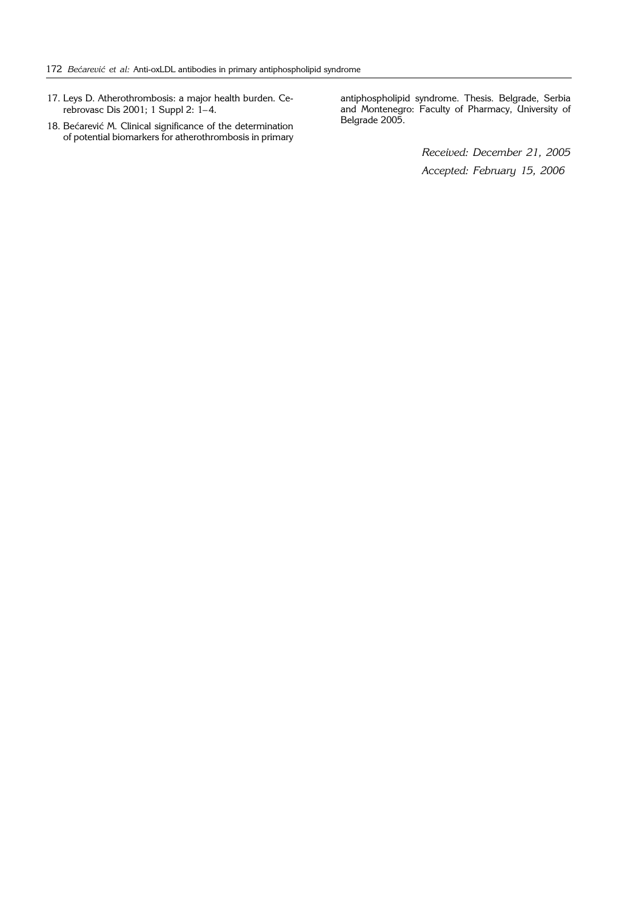17. Leys D. Atherothrombosis: a major health burden. Cerebrovasc Dis 2001; 1 Suppl 2: 1–4.

18. Bećarević M. Clinical significance of the determination of potential biomarkers for atherothrombosis in primary antiphospholipid syndrome. Thesis. Belgrade, Serbia and Montenegro: Faculty of Pharmacy, University of Belgrade 2005.

*Received: December 21, 2005*

*Accepted: February 15, 2006*